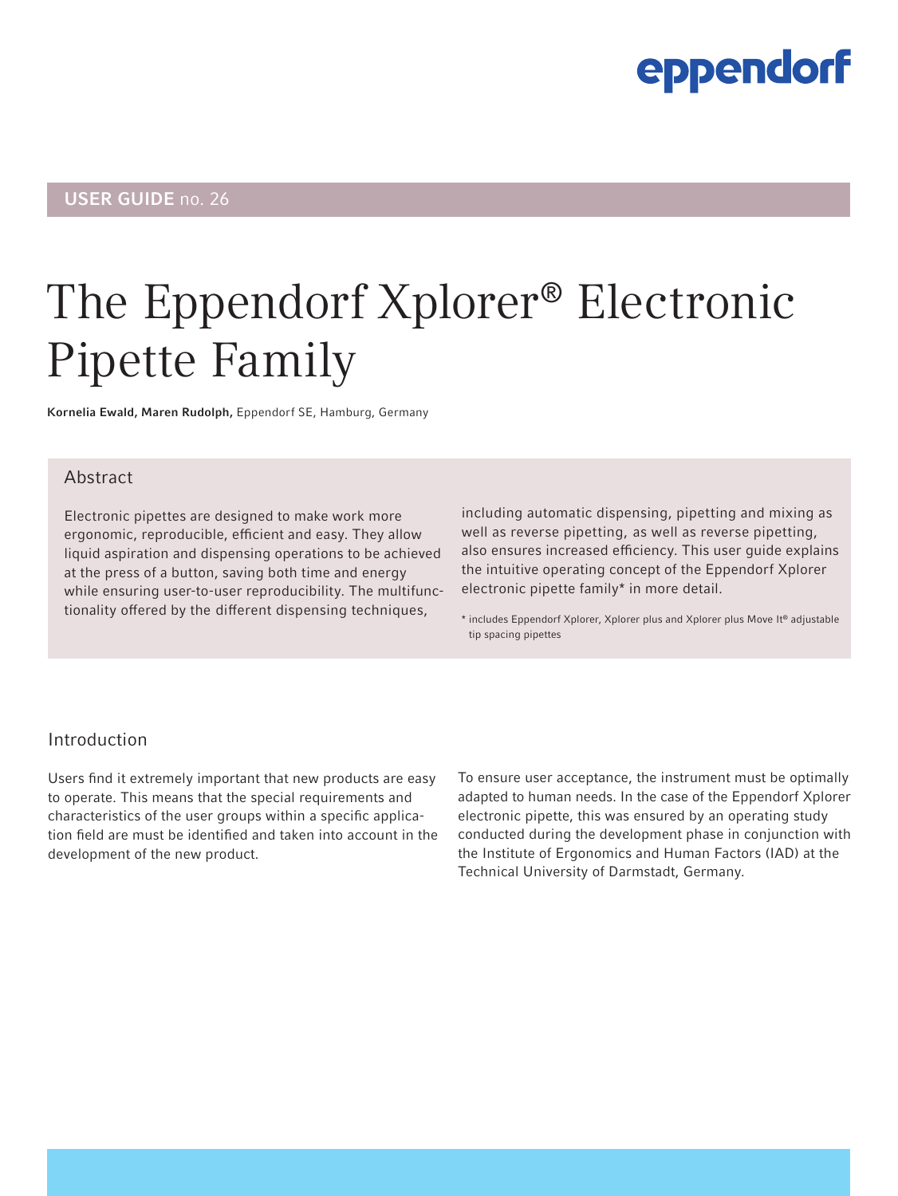eppendorf

**USER GUIDE** no. 26

# The Eppendorf Xplorer® Electronic Pipette Family

**Kornelia Ewald, Maren Rudolph,** Eppendorf SE, Hamburg, Germany

## Abstract

Electronic pipettes are designed to make work more ergonomic, reproducible, efficient and easy. They allow liquid aspiration and dispensing operations to be achieved at the press of a button, saving both time and energy while ensuring user-to-user reproducibility. The multifunctionality offered by the different dispensing techniques, including automatic dispensing, pipetting and mixing as well as reverse pipetting, as well as reverse pipetting, also ensures increased efficiency. This user guide explains the intuitive operating concept of the Eppendorf Xplorer electronic pipette family* in more detail.

* includes Eppendorf Xplorer, Xplorer plus and Xplorer plus Move It® adjustable tip spacing pipettes

## Introduction

Users find it extremely important that new products are easy to operate. This means that the special requirements and characteristics of the user groups within a specific application field are must be identified and taken into account in the development of the new product.

To ensure user acceptance, the instrument must be optimally adapted to human needs. In the case of the Eppendorf Xplorer electronic pipette, this was ensured by an operating study conducted during the development phase in conjunction with the Institute of Ergonomics and Human Factors (IAD) at the Technical University of Darmstadt, Germany.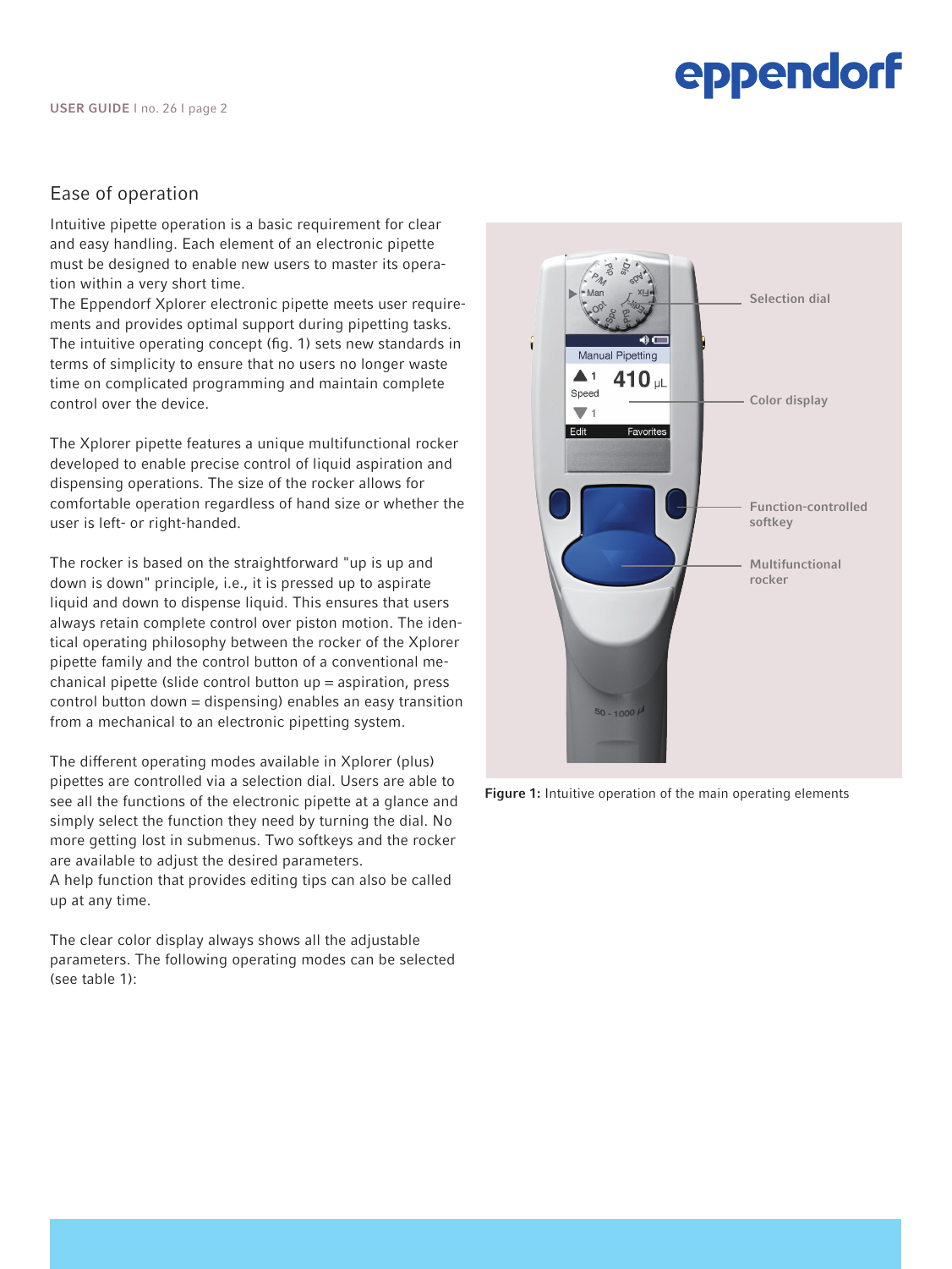## Ease of operation

Intuitive pipette operation is a basic requirement for clear and easy handling. Each element of an electronic pipette must be designed to enable new users to master its operation within a very short time.
The Eppendorf Xplorer electronic pipette meets user requirements and provides optimal support during pipetting tasks. The intuitive operating concept (fig. 1) sets new standards in terms of simplicity to ensure that no users no longer waste time on complicated programming and maintain complete control over the device.

The Xplorer pipette features a unique multifunctional rocker developed to enable precise control of liquid aspiration and dispensing operations. The size of the rocker allows for comfortable operation regardless of hand size or whether the user is left- or right-handed.

The rocker is based on the straightforward "up is up and down is down" principle, i.e., it is pressed up to aspirate liquid and down to dispense liquid. This ensures that users always retain complete control over piston motion. The identical operating philosophy between the rocker of the Xplorer pipette family and the control button of a conventional mechanical pipette (slide control button up = aspiration, press control button down = dispensing) enables an easy transition from a mechanical to an electronic pipetting system.

The different operating modes available in Xplorer (plus) pipettes are controlled via a selection dial. Users are able to see all the functions of the electronic pipette at a glance and simply select the function they need by turning the dial. No more getting lost in submenus. Two softkeys and the rocker are available to adjust the desired parameters.
A help function that provides editing tips can also be called up at any time.

The clear color display always shows all the adjustable parameters. The following operating modes can be selected (see table 1):

Selection dial

Color display

Function-controlled softkey

Multifunctional rocker

**Figure 1:** Intuitive operation of the main operating elements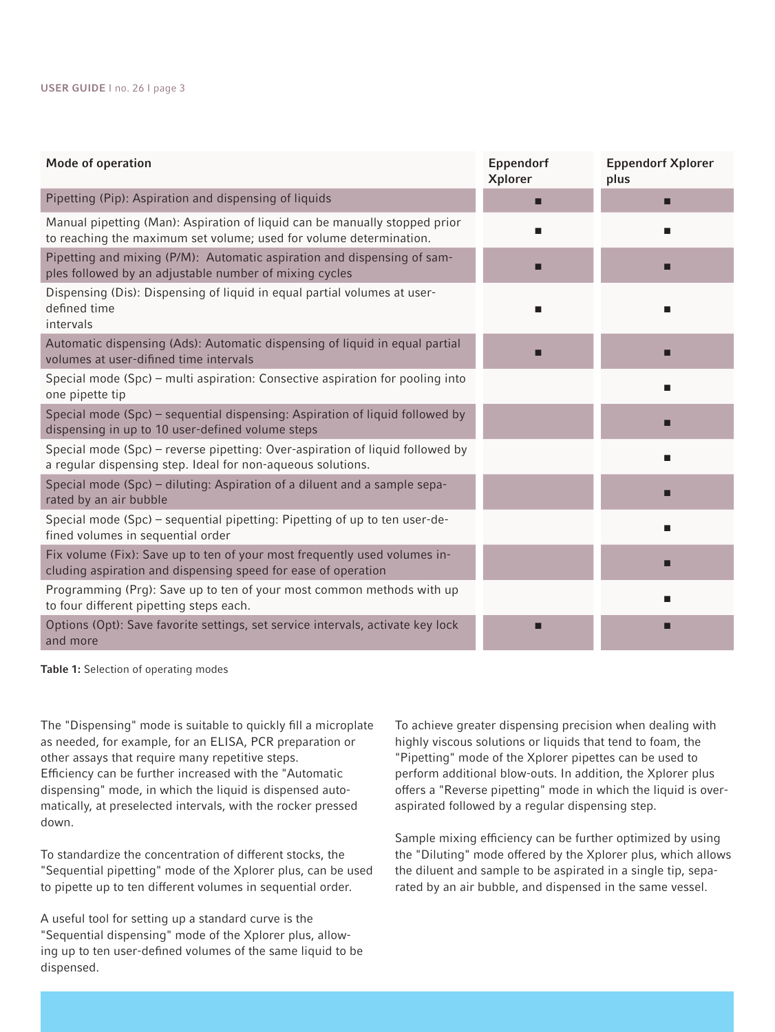| Mode of operation | Eppendorf Xplorer | Eppendorf Xplorer plus |
| --- | --- | --- |
| Pipetting (Pip): Aspiration and dispensing of liquids | ■ | ■ |
| Manual pipetting (Man): Aspiration of liquid can be manually stopped prior to reaching the maximum set volume; used for volume determination. | ■ | ■ |
| Pipetting and mixing (P/M): Automatic aspiration and dispensing of samples followed by an adjustable number of mixing cycles | ■ | ■ |
| Dispensing (Dis): Dispensing of liquid in equal partial volumes at user-defined time intervals | ■ | ■ |
| Automatic dispensing (Ads): Automatic dispensing of liquid in equal partial volumes at user-difined time intervals | ■ | ■ |
| Special mode (Spc) – multi aspiration: Consective aspiration for pooling into one pipette tip | | ■ |
| Special mode (Spc) – sequential dispensing: Aspiration of liquid followed by dispensing in up to 10 user-defined volume steps | | ■ |
| Special mode (Spc) – reverse pipetting: Over-aspiration of liquid followed by a regular dispensing step. Ideal for non-aqueous solutions. | | ■ |
| Special mode (Spc) – diluting: Aspiration of a diluent and a sample separated by an air bubble | | ■ |
| Special mode (Spc) – sequential pipetting: Pipetting of up to ten user-defined volumes in sequential order | | ■ |
| Fix volume (Fix): Save up to ten of your most frequently used volumes including aspiration and dispensing speed for ease of operation | | ■ |
| Programming (Prg): Save up to ten of your most common methods with up to four different pipetting steps each. | | ■ |
| Options (Opt): Save favorite settings, set service intervals, activate key lock and more | ■ | ■ |

**Table 1:** Selection of operating modes

The "Dispensing" mode is suitable to quickly fill a microplate as needed, for example, for an ELISA, PCR preparation or other assays that require many repetitive steps. Efficiency can be further increased with the "Automatic dispensing" mode, in which the liquid is dispensed automatically, at preselected intervals, with the rocker pressed down.

To standardize the concentration of different stocks, the "Sequential pipetting" mode of the Xplorer plus, can be used to pipette up to ten different volumes in sequential order.

A useful tool for setting up a standard curve is the "Sequential dispensing" mode of the Xplorer plus, allowing up to ten user-defined volumes of the same liquid to be dispensed.

To achieve greater dispensing precision when dealing with highly viscous solutions or liquids that tend to foam, the "Pipetting" mode of the Xplorer pipettes can be used to perform additional blow-outs. In addition, the Xplorer plus offers a "Reverse pipetting" mode in which the liquid is over-aspirated followed by a regular dispensing step.

Sample mixing efficiency can be further optimized by using the "Diluting" mode offered by the Xplorer plus, which allows the diluent and sample to be aspirated in a single tip, separated by an air bubble, and dispensed in the same vessel.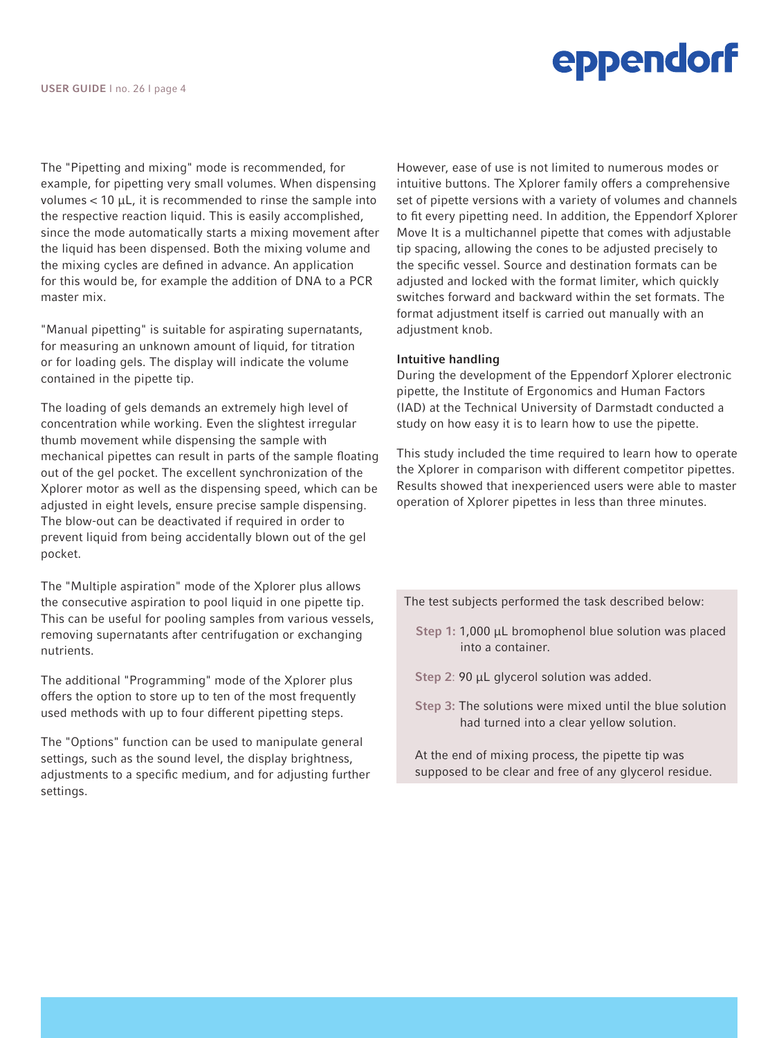The "Pipetting and mixing" mode is recommended, for example, for pipetting very small volumes. When dispensing volumes < 10 µL, it is recommended to rinse the sample into the respective reaction liquid. This is easily accomplished, since the mode automatically starts a mixing movement after the liquid has been dispensed. Both the mixing volume and the mixing cycles are defined in advance. An application for this would be, for example the addition of DNA to a PCR master mix.

"Manual pipetting" is suitable for aspirating supernatants, for measuring an unknown amount of liquid, for titration or for loading gels. The display will indicate the volume contained in the pipette tip.

The loading of gels demands an extremely high level of concentration while working. Even the slightest irregular thumb movement while dispensing the sample with mechanical pipettes can result in parts of the sample floating out of the gel pocket. The excellent synchronization of the Xplorer motor as well as the dispensing speed, which can be adjusted in eight levels, ensure precise sample dispensing. The blow-out can be deactivated if required in order to prevent liquid from being accidentally blown out of the gel pocket.

The "Multiple aspiration" mode of the Xplorer plus allows the consecutive aspiration to pool liquid in one pipette tip. This can be useful for pooling samples from various vessels, removing supernatants after centrifugation or exchanging nutrients.

The additional "Programming" mode of the Xplorer plus offers the option to store up to ten of the most frequently used methods with up to four different pipetting steps.

The "Options" function can be used to manipulate general settings, such as the sound level, the display brightness, adjustments to a specific medium, and for adjusting further settings.

However, ease of use is not limited to numerous modes or intuitive buttons. The Xplorer family offers a comprehensive set of pipette versions with a variety of volumes and channels to fit every pipetting need. In addition, the Eppendorf Xplorer Move It is a multichannel pipette that comes with adjustable tip spacing, allowing the cones to be adjusted precisely to the specific vessel. Source and destination formats can be adjusted and locked with the format limiter, which quickly switches forward and backward within the set formats. The format adjustment itself is carried out manually with an adjustment knob.

### Intuitive handling

During the development of the Eppendorf Xplorer electronic pipette, the Institute of Ergonomics and Human Factors (IAD) at the Technical University of Darmstadt conducted a study on how easy it is to learn how to use the pipette.

This study included the time required to learn how to operate the Xplorer in comparison with different competitor pipettes. Results showed that inexperienced users were able to master operation of Xplorer pipettes in less than three minutes.

The test subjects performed the task described below:

**Step 1:** 1,000 µL bromophenol blue solution was placed into a container.

**Step 2**: 90 µL glycerol solution was added.

**Step 3:** The solutions were mixed until the blue solution had turned into a clear yellow solution.

At the end of mixing process, the pipette tip was supposed to be clear and free of any glycerol residue.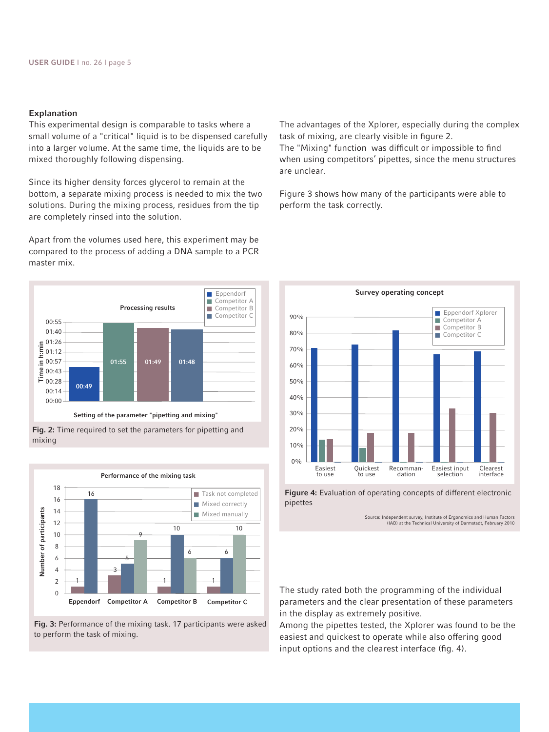### Explanation

This experimental design is comparable to tasks where a small volume of a "critical" liquid is to be dispensed carefully into a larger volume. At the same time, the liquids are to be mixed thoroughly following dispensing.

Since its higher density forces glycerol to remain at the bottom, a separate mixing process is needed to mix the two solutions. During the mixing process, residues from the tip are completely rinsed into the solution.

Apart from the volumes used here, this experiment may be compared to the process of adding a DNA sample to a PCR master mix.

The advantages of the Xplorer, especially during the complex task of mixing, are clearly visible in figure 2.
The "Mixing" function was difficult or impossible to find when using competitors' pipettes, since the menu structures are unclear.

Figure 3 shows how many of the participants were able to perform the task correctly.

**Fig. 2:** Time required to set the parameters for pipetting and mixing

**Fig. 3:** Performance of the mixing task. 17 participants were asked to perform the task of mixing.

**Figure 4:** Evaluation of operating concepts of different electronic pipettes

Source: Independent survey, Institute of Ergonomics and Human Factors (IAD) at the Technical University of Darmstadt, February 2010

The study rated both the programming of the individual parameters and the clear presentation of these parameters in the display as extremely positive.
Among the pipettes tested, the Xplorer was found to be the easiest and quickest to operate while also offering good input options and the clearest interface (fig. 4).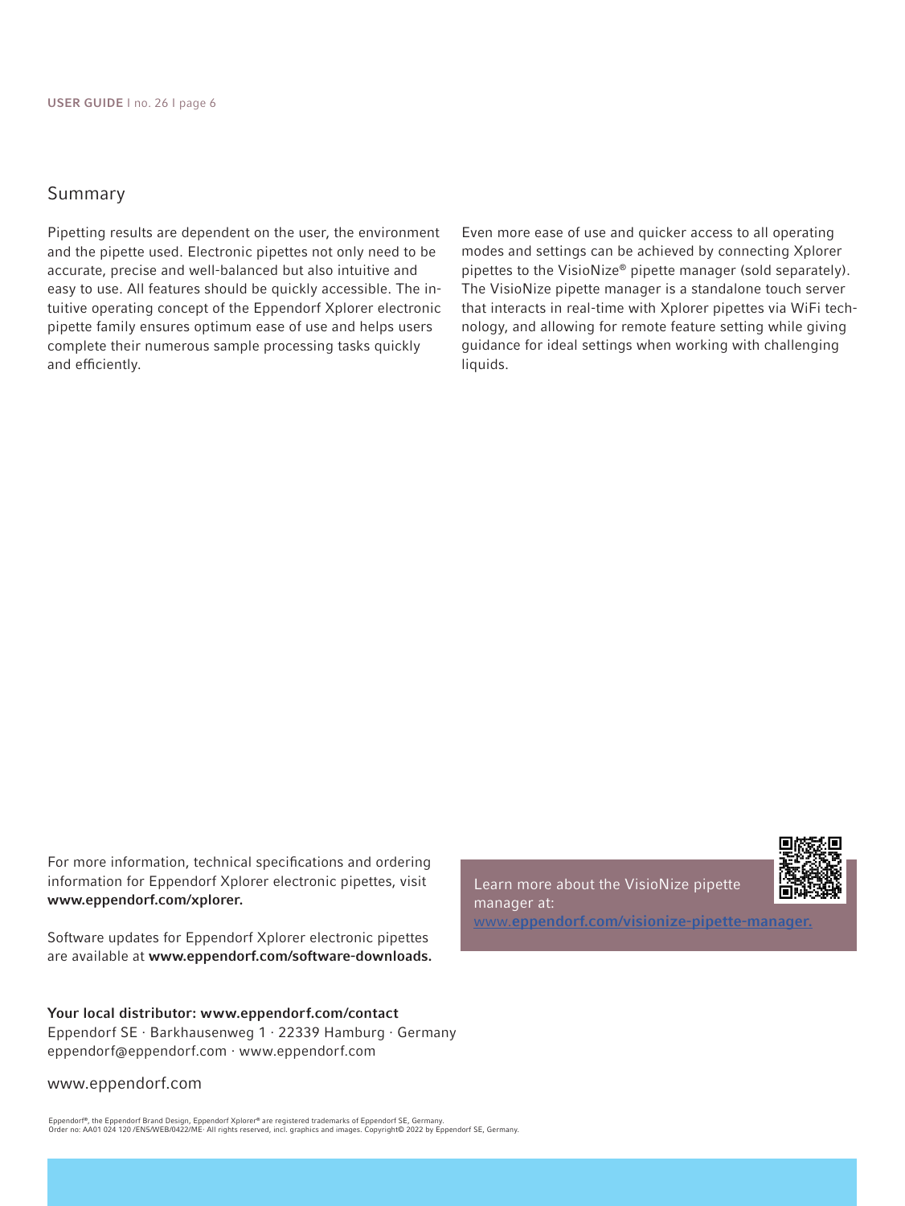## Summary

Pipetting results are dependent on the user, the environment and the pipette used. Electronic pipettes not only need to be accurate, precise and well-balanced but also intuitive and easy to use. All features should be quickly accessible. The intuitive operating concept of the Eppendorf Xplorer electronic pipette family ensures optimum ease of use and helps users complete their numerous sample processing tasks quickly and efficiently.

Even more ease of use and quicker access to all operating modes and settings can be achieved by connecting Xplorer pipettes to the VisioNize® pipette manager (sold separately). The VisioNize pipette manager is a standalone touch server that interacts in real-time with Xplorer pipettes via WiFi technology, and allowing for remote feature setting while giving guidance for ideal settings when working with challenging liquids.

For more information, technical specifications and ordering information for Eppendorf Xplorer electronic pipettes, visit **www.eppendorf.com/xplorer.**

Software updates for Eppendorf Xplorer electronic pipettes are available at **www.eppendorf.com/software-downloads.**

Learn more about the VisioNize pipette manager at: www.**eppendorf.com/visionize-pipette-manager.**

**Your local distributor: www.eppendorf.com/contact**
Eppendorf SE · Barkhausenweg 1 · 22339 Hamburg · Germany
eppendorf@eppendorf.com · www.eppendorf.com

www.eppendorf.com

Eppendorf®, the Eppendorf Brand Design, Eppendorf Xplorer® are registered trademarks of Eppendorf SE, Germany.
Order no: AA01 024 120 /EN5/WEB/0422/ME· All rights reserved, incl. graphics and images. Copyright© 2022 by Eppendorf SE, Germany.